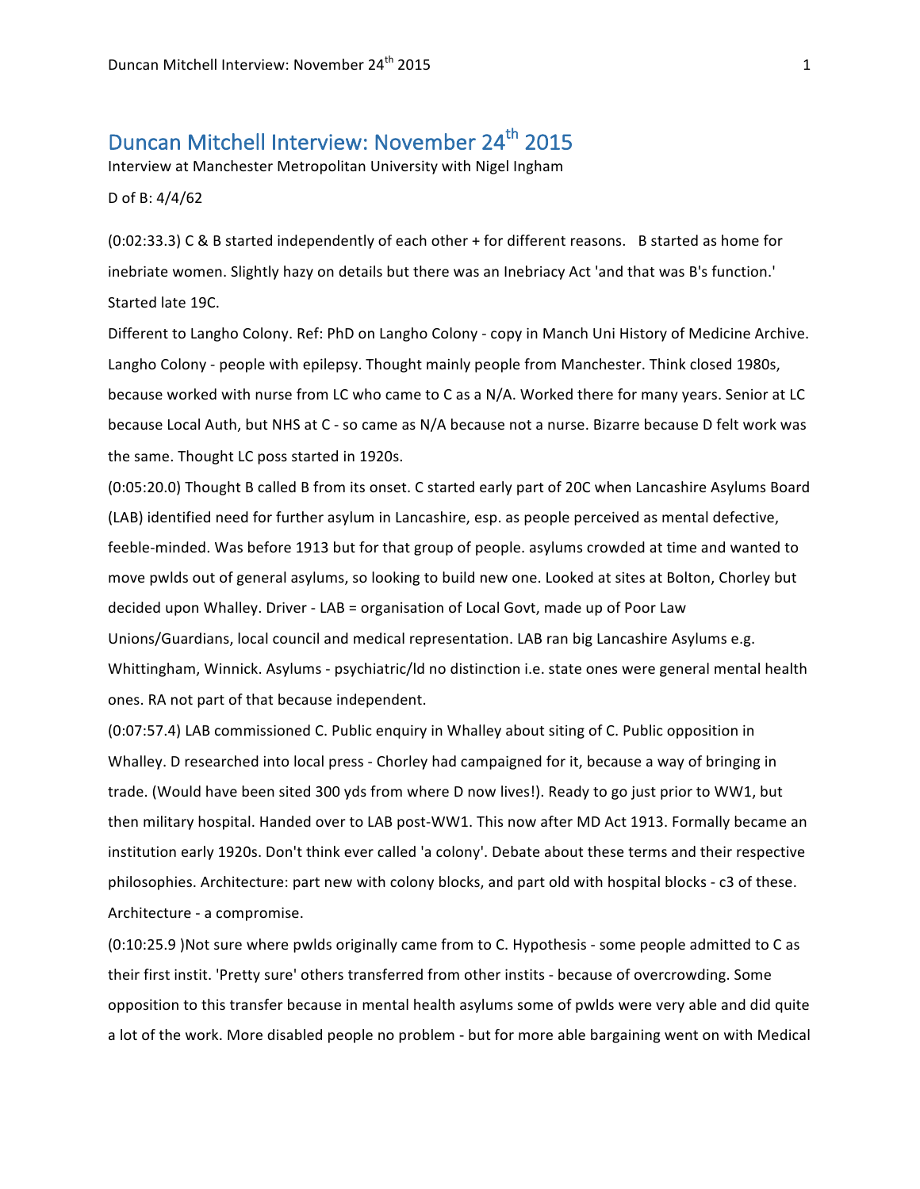# Duncan Mitchell Interview: November 24th 2015

Interview at Manchester Metropolitan University with Nigel Ingham

D of B: 4/4/62

(0:02:33.3) C & B started independently of each other + for different reasons. B started as home for inebriate women. Slightly hazy on details but there was an Inebriacy Act 'and that was B's function.' Started late 19C.

Different to Langho Colony. Ref: PhD on Langho Colony - copy in Manch Uni History of Medicine Archive. Langho Colony - people with epilepsy. Thought mainly people from Manchester. Think closed 1980s, because worked with nurse from LC who came to C as a N/A. Worked there for many years. Senior at LC because Local Auth, but NHS at C - so came as N/A because not a nurse. Bizarre because D felt work was the same. Thought LC poss started in 1920s.

(0:05:20.0) Thought B called B from its onset. C started early part of 20C when Lancashire Asylums Board (LAB) identified need for further asylum in Lancashire, esp. as people perceived as mental defective, feeble-minded. Was before 1913 but for that group of people. asylums crowded at time and wanted to move pwlds out of general asylums, so looking to build new one. Looked at sites at Bolton, Chorley but decided upon Whalley. Driver - LAB = organisation of Local Govt, made up of Poor Law Unions/Guardians, local council and medical representation. LAB ran big Lancashire Asylums e.g. Whittingham, Winnick. Asylums - psychiatric/ld no distinction i.e. state ones were general mental health ones. RA not part of that because independent.

(0:07:57.4) LAB commissioned C. Public enquiry in Whalley about siting of C. Public opposition in Whalley. D researched into local press - Chorley had campaigned for it, because a way of bringing in trade. (Would have been sited 300 yds from where D now lives!). Ready to go just prior to WW1, but then military hospital. Handed over to LAB post-WW1. This now after MD Act 1913. Formally became an institution early 1920s. Don't think ever called 'a colony'. Debate about these terms and their respective philosophies. Architecture: part new with colony blocks, and part old with hospital blocks - c3 of these. Architecture - a compromise.

(0:10:25.9 )Not sure where pwlds originally came from to C. Hypothesis - some people admitted to C as their first instit. 'Pretty sure' others transferred from other instits - because of overcrowding. Some opposition to this transfer because in mental health asylums some of pwlds were very able and did quite a lot of the work. More disabled people no problem - but for more able bargaining went on with Medical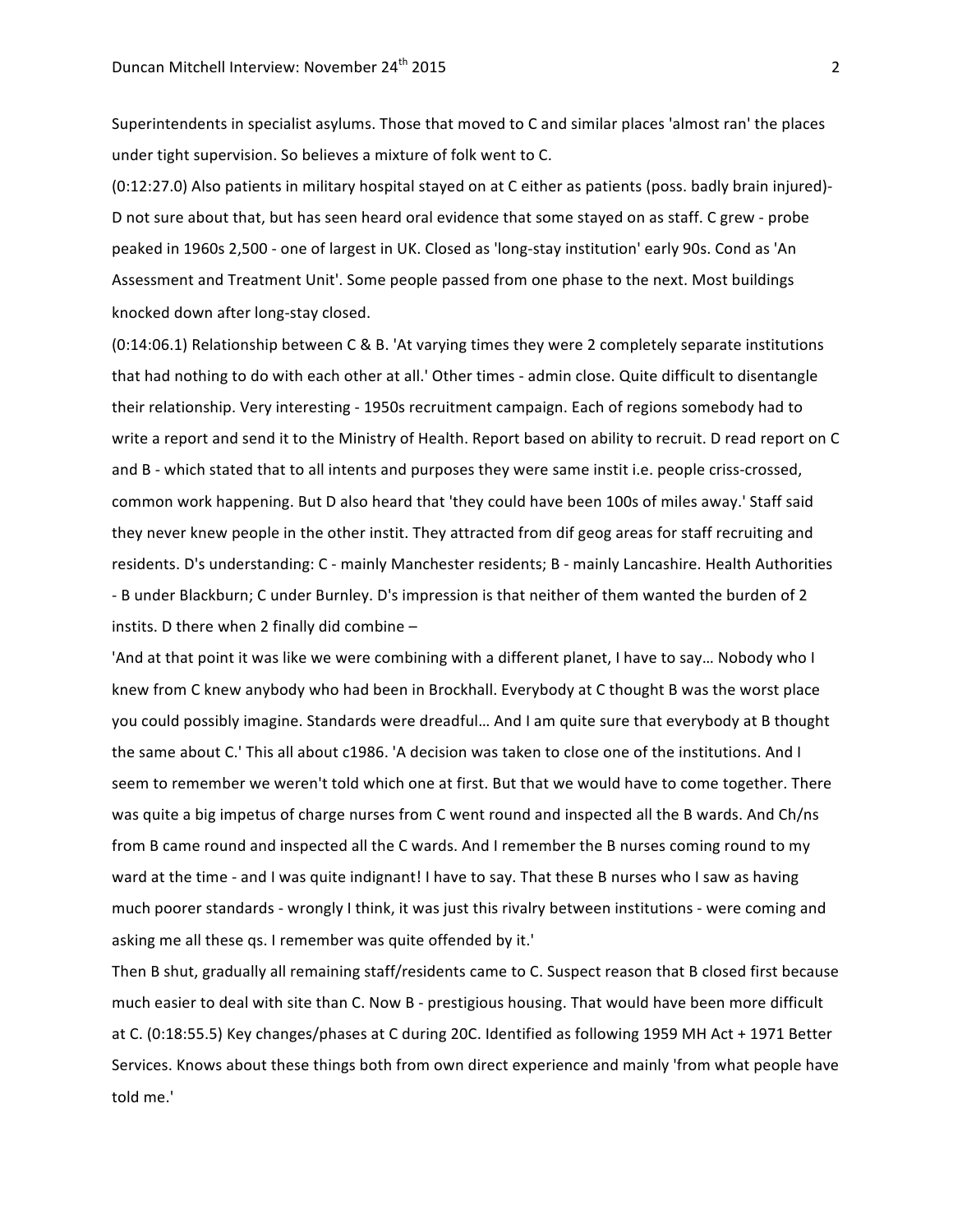Superintendents in specialist asylums. Those that moved to C and similar places 'almost ran' the places under tight supervision. So believes a mixture of folk went to C.

(0:12:27.0) Also patients in military hospital stayed on at C either as patients (poss. badly brain injured)- D not sure about that, but has seen heard oral evidence that some stayed on as staff. C grew - probe peaked in 1960s 2,500 - one of largest in UK. Closed as 'long-stay institution' early 90s. Cond as 'An Assessment and Treatment Unit'. Some people passed from one phase to the next. Most buildings knocked down after long-stay closed.

(0:14:06.1) Relationship between C & B. 'At varying times they were 2 completely separate institutions that had nothing to do with each other at all.' Other times - admin close. Quite difficult to disentangle their relationship. Very interesting - 1950s recruitment campaign. Each of regions somebody had to write a report and send it to the Ministry of Health. Report based on ability to recruit. D read report on C and B - which stated that to all intents and purposes they were same instit i.e. people criss-crossed, common work happening. But D also heard that 'they could have been 100s of miles away.' Staff said they never knew people in the other instit. They attracted from dif geog areas for staff recruiting and residents. D's understanding: C - mainly Manchester residents; B - mainly Lancashire. Health Authorities - B under Blackburn; C under Burnley. D's impression is that neither of them wanted the burden of 2 instits. D there when 2 finally did combine –

'And at that point it was like we were combining with a different planet, I have to say… Nobody who I knew from C knew anybody who had been in Brockhall. Everybody at C thought B was the worst place you could possibly imagine. Standards were dreadful… And I am quite sure that everybody at B thought the same about C.' This all about c1986. 'A decision was taken to close one of the institutions. And I seem to remember we weren't told which one at first. But that we would have to come together. There was quite a big impetus of charge nurses from C went round and inspected all the B wards. And Ch/ns from B came round and inspected all the C wards. And I remember the B nurses coming round to my ward at the time - and I was quite indignant! I have to say. That these B nurses who I saw as having much poorer standards - wrongly I think, it was just this rivalry between institutions - were coming and asking me all these qs. I remember was quite offended by it.'

Then B shut, gradually all remaining staff/residents came to C. Suspect reason that B closed first because much easier to deal with site than C. Now B - prestigious housing. That would have been more difficult at C. (0:18:55.5) Key changes/phases at C during 20C. Identified as following 1959 MH Act + 1971 Better Services. Knows about these things both from own direct experience and mainly 'from what people have told me.'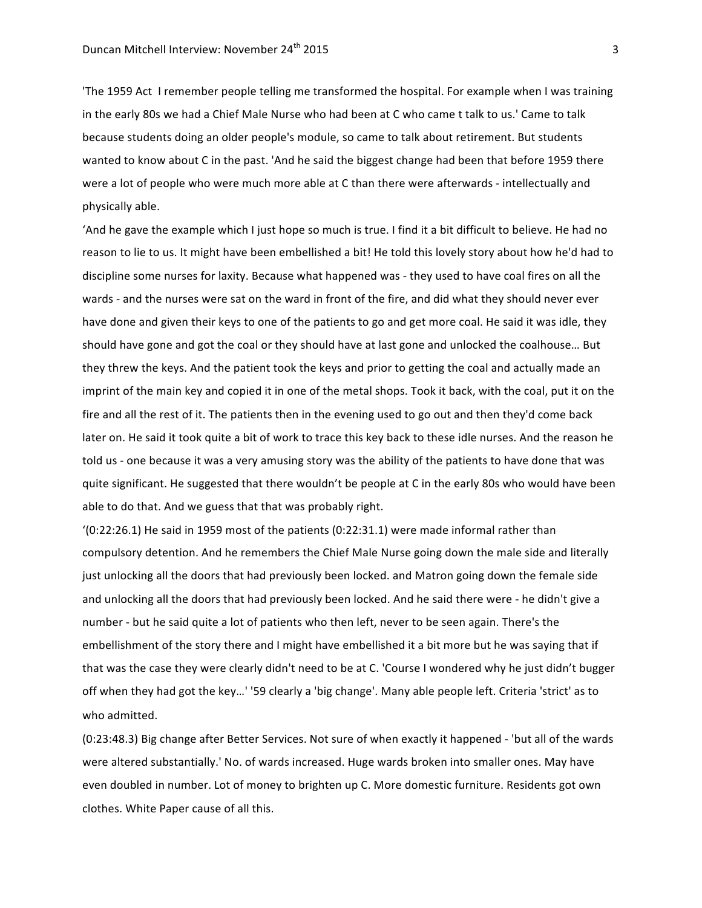'The 1959 Act  I remember people telling me transformed the hospital. For example when I was training in the early 80s we had a Chief Male Nurse who had been at C who came t talk to us.' Came to talk because students doing an older people's module, so came to talk about retirement. But students wanted to know about C in the past. 'And he said the biggest change had been that before 1959 there were a lot of people who were much more able at C than there were afterwards - intellectually and physically able.

'And he gave the example which I just hope so much is true. I find it a bit difficult to believe. He had no reason to lie to us. It might have been embellished a bit! He told this lovely story about how he'd had to discipline some nurses for laxity. Because what happened was - they used to have coal fires on all the wards - and the nurses were sat on the ward in front of the fire, and did what they should never ever have done and given their keys to one of the patients to go and get more coal. He said it was idle, they should have gone and got the coal or they should have at last gone and unlocked the coalhouse… But they threw the keys. And the patient took the keys and prior to getting the coal and actually made an imprint of the main key and copied it in one of the metal shops. Took it back, with the coal, put it on the fire and all the rest of it. The patients then in the evening used to go out and then they'd come back later on. He said it took quite a bit of work to trace this key back to these idle nurses. And the reason he told us - one because it was a very amusing story was the ability of the patients to have done that was quite significant. He suggested that there wouldn't be people at C in the early 80s who would have been able to do that. And we guess that that was probably right.

'(0:22:26.1) He said in 1959 most of the patients (0:22:31.1) were made informal rather than compulsory detention. And he remembers the Chief Male Nurse going down the male side and literally just unlocking all the doors that had previously been locked. and Matron going down the female side and unlocking all the doors that had previously been locked. And he said there were - he didn't give a number - but he said quite a lot of patients who then left, never to be seen again. There's the embellishment of the story there and I might have embellished it a bit more but he was saying that if that was the case they were clearly didn't need to be at C. 'Course I wondered why he just didn't bugger off when they had got the key…' '59 clearly a 'big change'. Many able people left. Criteria 'strict' as to who admitted.

(0:23:48.3) Big change after Better Services. Not sure of when exactly it happened - 'but all of the wards were altered substantially.' No. of wards increased. Huge wards broken into smaller ones. May have even doubled in number. Lot of money to brighten up C. More domestic furniture. Residents got own clothes. White Paper cause of all this.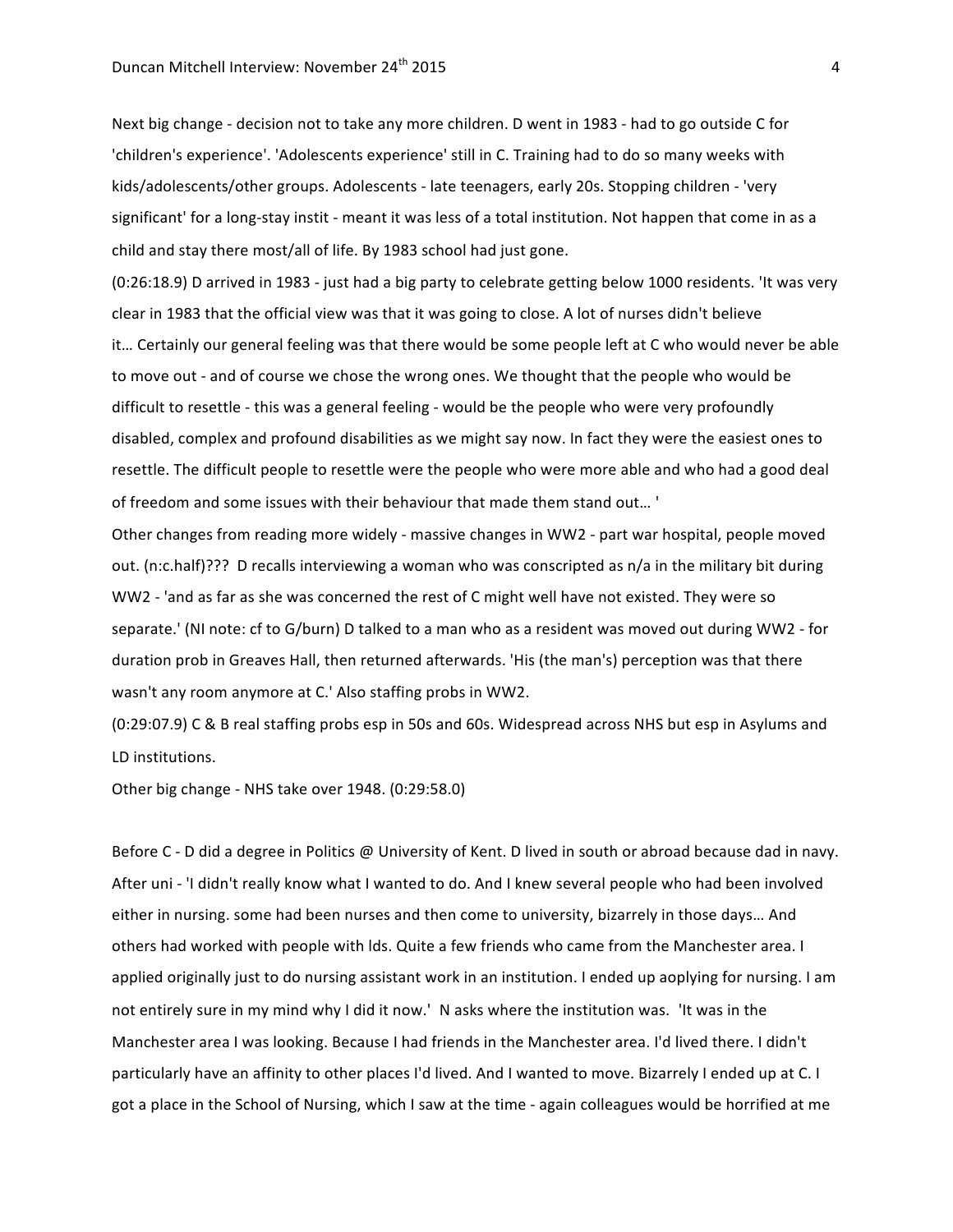Next big change - decision not to take any more children. D went in 1983 - had to go outside C for 'children's experience'. 'Adolescents experience' still in C. Training had to do so many weeks with kids/adolescents/other groups. Adolescents - late teenagers, early 20s. Stopping children - 'very significant' for a long-stay instit - meant it was less of a total institution. Not happen that come in as a child and stay there most/all of life. By 1983 school had just gone.

(0:26:18.9) D arrived in 1983 - just had a big party to celebrate getting below 1000 residents. 'It was very clear in 1983 that the official view was that it was going to close. A lot of nurses didn't believe it… Certainly our general feeling was that there would be some people left at C who would never be able to move out - and of course we chose the wrong ones. We thought that the people who would be difficult to resettle - this was a general feeling - would be the people who were very profoundly disabled, complex and profound disabilities as we might say now. In fact they were the easiest ones to resettle. The difficult people to resettle were the people who were more able and who had a good deal of freedom and some issues with their behaviour that made them stand out… '

Other changes from reading more widely - massive changes in WW2 - part war hospital, people moved out. (n:c.half)??? D recalls interviewing a woman who was conscripted as n/a in the military bit during WW2 - 'and as far as she was concerned the rest of C might well have not existed. They were so separate.' (NI note: cf to G/burn) D talked to a man who as a resident was moved out during WW2 - for duration prob in Greaves Hall, then returned afterwards. 'His (the man's) perception was that there wasn't any room anymore at C.' Also staffing probs in WW2.

(0:29:07.9) C & B real staffing probs esp in 50s and 60s. Widespread across NHS but esp in Asylums and LD institutions.

Other big change - NHS take over 1948. (0:29:58.0)

Before C - D did a degree in Politics @ University of Kent. D lived in south or abroad because dad in navy. After uni - 'I didn't really know what I wanted to do. And I knew several people who had been involved either in nursing. some had been nurses and then come to university, bizarrely in those days… And others had worked with people with lds. Quite a few friends who came from the Manchester area. I applied originally just to do nursing assistant work in an institution. I ended up aoplying for nursing. I am not entirely sure in my mind why I did it now.' N asks where the institution was. 'It was in the Manchester area I was looking. Because I had friends in the Manchester area. I'd lived there. I didn't particularly have an affinity to other places I'd lived. And I wanted to move. Bizarrely I ended up at C. I got a place in the School of Nursing, which I saw at the time - again colleagues would be horrified at me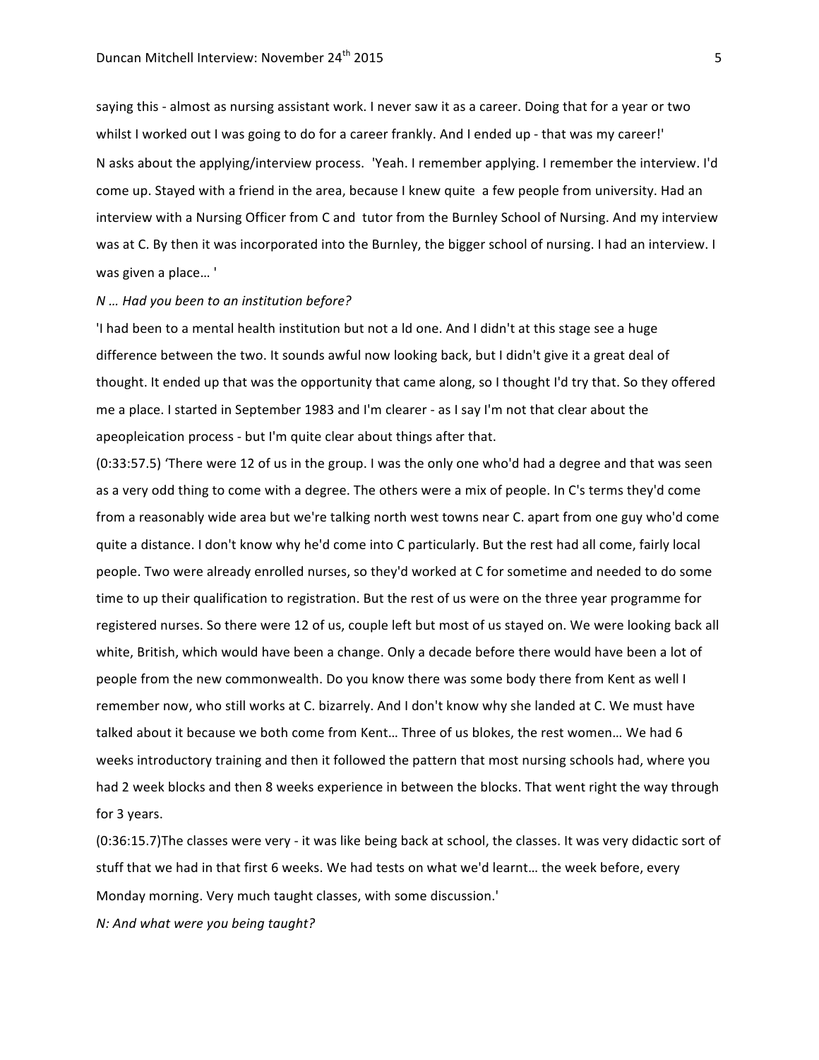saying this - almost as nursing assistant work. I never saw it as a career. Doing that for a year or two whilst I worked out I was going to do for a career frankly. And I ended up - that was my career!'

N asks about the applying/interview process. 'Yeah. I remember applying. I remember the interview. I'd come up. Stayed with a friend in the area, because I knew quite a few people from university. Had an interview with a Nursing Officer from C and tutor from the Burnley School of Nursing. And my interview was at C. By then it was incorporated into the Burnley, the bigger school of nursing. I had an interview. I was given a place… '

*N … Had you been to an institution before?*

'I had been to a mental health institution but not a ld one. And I didn't at this stage see a huge difference between the two. It sounds awful now looking back, but I didn't give it a great deal of thought. It ended up that was the opportunity that came along, so I thought I'd try that. So they offered me a place. I started in September 1983 and I'm clearer - as I say I'm not that clear about the apeopleication process - but I'm quite clear about things after that.

(0:33:57.5) 'There were 12 of us in the group. I was the only one who'd had a degree and that was seen as a very odd thing to come with a degree. The others were a mix of people. In C's terms they'd come from a reasonably wide area but we're talking north west towns near C. apart from one guy who'd come quite a distance. I don't know why he'd come into C particularly. But the rest had all come, fairly local people. Two were already enrolled nurses, so they'd worked at C for sometime and needed to do some time to up their qualification to registration. But the rest of us were on the three year programme for registered nurses. So there were 12 of us, couple left but most of us stayed on. We were looking back all white, British, which would have been a change. Only a decade before there would have been a lot of people from the new commonwealth. Do you know there was some body there from Kent as well I remember now, who still works at C. bizarrely. And I don't know why she landed at C. We must have talked about it because we both come from Kent… Three of us blokes, the rest women… We had 6 weeks introductory training and then it followed the pattern that most nursing schools had, where you had 2 week blocks and then 8 weeks experience in between the blocks. That went right the way through for 3 years.

(0:36:15.7)The classes were very - it was like being back at school, the classes. It was very didactic sort of stuff that we had in that first 6 weeks. We had tests on what we'd learnt… the week before, every Monday morning. Very much taught classes, with some discussion.'

*N: And what were you being taught?*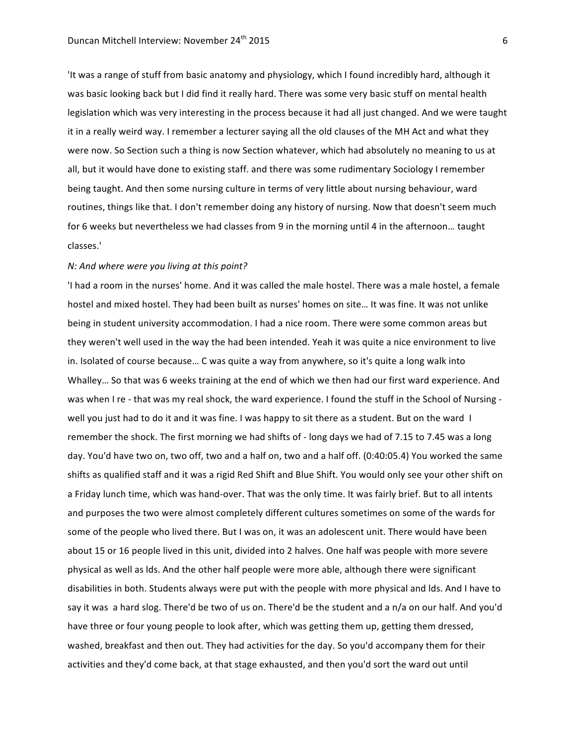'It was a range of stuff from basic anatomy and physiology, which I found incredibly hard, although it was basic looking back but I did find it really hard. There was some very basic stuff on mental health legislation which was very interesting in the process because it had all just changed. And we were taught it in a really weird way. I remember a lecturer saying all the old clauses of the MH Act and what they were now. So Section such a thing is now Section whatever, which had absolutely no meaning to us at all, but it would have done to existing staff. and there was some rudimentary Sociology I remember being taught. And then some nursing culture in terms of very little about nursing behaviour, ward routines, things like that. I don't remember doing any history of nursing. Now that doesn't seem much for 6 weeks but nevertheless we had classes from 9 in the morning until 4 in the afternoon… taught classes.'

*N: And where were you living at this point?*

'I had a room in the nurses' home. And it was called the male hostel. There was a male hostel, a female hostel and mixed hostel. They had been built as nurses' homes on site… It was fine. It was not unlike being in student university accommodation. I had a nice room. There were some common areas but they weren't well used in the way the had been intended. Yeah it was quite a nice environment to live in. Isolated of course because… C was quite a way from anywhere, so it's quite a long walk into Whalley… So that was 6 weeks training at the end of which we then had our first ward experience. And was when I re - that was my real shock, the ward experience. I found the stuff in the School of Nursing - well you just had to do it and it was fine. I was happy to sit there as a student. But on the ward I remember the shock. The first morning we had shifts of - long days we had of 7.15 to 7.45 was a long day. You'd have two on, two off, two and a half on, two and a half off. (0:40:05.4) You worked the same shifts as qualified staff and it was a rigid Red Shift and Blue Shift. You would only see your other shift on a Friday lunch time, which was hand-over. That was the only time. It was fairly brief. But to all intents and purposes the two were almost completely different cultures sometimes on some of the wards for some of the people who lived there. But I was on, it was an adolescent unit. There would have been about 15 or 16 people lived in this unit, divided into 2 halves. One half was people with more severe physical as well as lds. And the other half people were more able, although there were significant disabilities in both. Students always were put with the people with more physical and lds. And I have to say it was a hard slog. There'd be two of us on. There'd be the student and a n/a on our half. And you'd have three or four young people to look after, which was getting them up, getting them dressed, washed, breakfast and then out. They had activities for the day. So you'd accompany them for their activities and they'd come back, at that stage exhausted, and then you'd sort the ward out until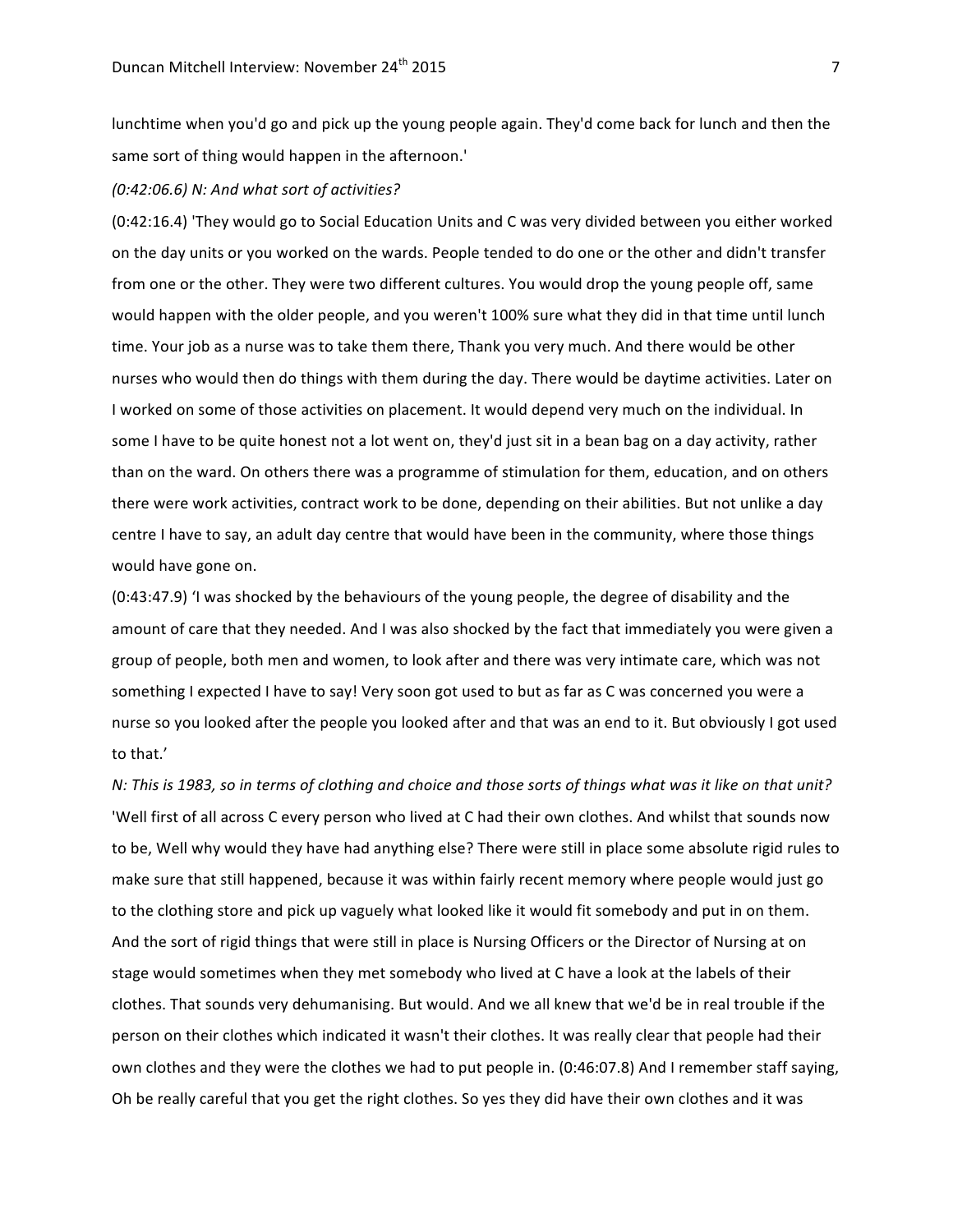lunchtime when you'd go and pick up the young people again. They'd come back for lunch and then the same sort of thing would happen in the afternoon.'

*(0:42:06.6) N: And what sort of activities?*

(0:42:16.4) 'They would go to Social Education Units and C was very divided between you either worked on the day units or you worked on the wards. People tended to do one or the other and didn't transfer from one or the other. They were two different cultures. You would drop the young people off, same would happen with the older people, and you weren't 100% sure what they did in that time until lunch time. Your job as a nurse was to take them there, Thank you very much. And there would be other nurses who would then do things with them during the day. There would be daytime activities. Later on I worked on some of those activities on placement. It would depend very much on the individual. In some I have to be quite honest not a lot went on, they'd just sit in a bean bag on a day activity, rather than on the ward. On others there was a programme of stimulation for them, education, and on others there were work activities, contract work to be done, depending on their abilities. But not unlike a day centre I have to say, an adult day centre that would have been in the community, where those things would have gone on.

(0:43:47.9) 'I was shocked by the behaviours of the young people, the degree of disability and the amount of care that they needed. And I was also shocked by the fact that immediately you were given a group of people, both men and women, to look after and there was very intimate care, which was not something I expected I have to say! Very soon got used to but as far as C was concerned you were a nurse so you looked after the people you looked after and that was an end to it. But obviously I got used to that.'

*N: This is 1983, so in terms of clothing and choice and those sorts of things what was it like on that unit?*

'Well first of all across C every person who lived at C had their own clothes. And whilst that sounds now to be, Well why would they have had anything else? There were still in place some absolute rigid rules to make sure that still happened, because it was within fairly recent memory where people would just go to the clothing store and pick up vaguely what looked like it would fit somebody and put in on them. And the sort of rigid things that were still in place is Nursing Officers or the Director of Nursing at on stage would sometimes when they met somebody who lived at C have a look at the labels of their clothes. That sounds very dehumanising. But would. And we all knew that we'd be in real trouble if the person on their clothes which indicated it wasn't their clothes. It was really clear that people had their own clothes and they were the clothes we had to put people in. (0:46:07.8) And I remember staff saying, Oh be really careful that you get the right clothes. So yes they did have their own clothes and it was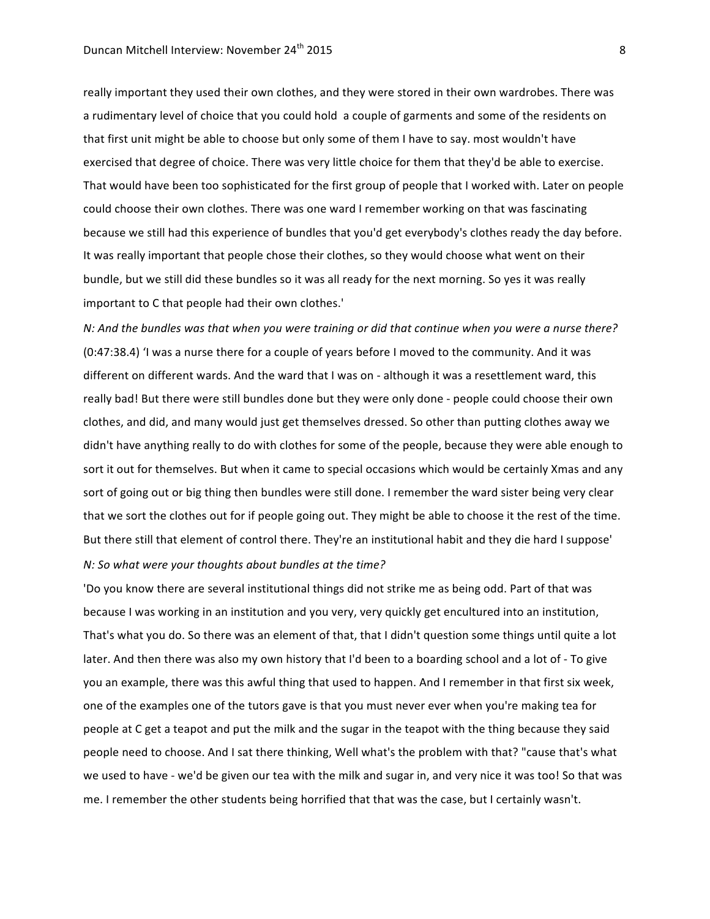really important they used their own clothes, and they were stored in their own wardrobes. There was a rudimentary level of choice that you could hold a couple of garments and some of the residents on that first unit might be able to choose but only some of them I have to say. most wouldn't have exercised that degree of choice. There was very little choice for them that they'd be able to exercise. That would have been too sophisticated for the first group of people that I worked with. Later on people could choose their own clothes. There was one ward I remember working on that was fascinating because we still had this experience of bundles that you'd get everybody's clothes ready the day before. It was really important that people chose their clothes, so they would choose what went on their bundle, but we still did these bundles so it was all ready for the next morning. So yes it was really important to C that people had their own clothes.'

*N: And the bundles was that when you were training or did that continue when you were a nurse there?*

(0:47:38.4) 'I was a nurse there for a couple of years before I moved to the community. And it was different on different wards. And the ward that I was on - although it was a resettlement ward, this really bad! But there were still bundles done but they were only done - people could choose their own clothes, and did, and many would just get themselves dressed. So other than putting clothes away we didn't have anything really to do with clothes for some of the people, because they were able enough to sort it out for themselves. But when it came to special occasions which would be certainly Xmas and any sort of going out or big thing then bundles were still done. I remember the ward sister being very clear that we sort the clothes out for if people going out. They might be able to choose it the rest of the time. But there still that element of control there. They're an institutional habit and they die hard I suppose'

*N: So what were your thoughts about bundles at the time?*

'Do you know there are several institutional things did not strike me as being odd. Part of that was because I was working in an institution and you very, very quickly get encultured into an institution, That's what you do. So there was an element of that, that I didn't question some things until quite a lot later. And then there was also my own history that I'd been to a boarding school and a lot of - To give you an example, there was this awful thing that used to happen. And I remember in that first six week, one of the examples one of the tutors gave is that you must never ever when you're making tea for people at C get a teapot and put the milk and the sugar in the teapot with the thing because they said people need to choose. And I sat there thinking, Well what's the problem with that? "cause that's what we used to have - we'd be given our tea with the milk and sugar in, and very nice it was too! So that was me. I remember the other students being horrified that that was the case, but I certainly wasn't.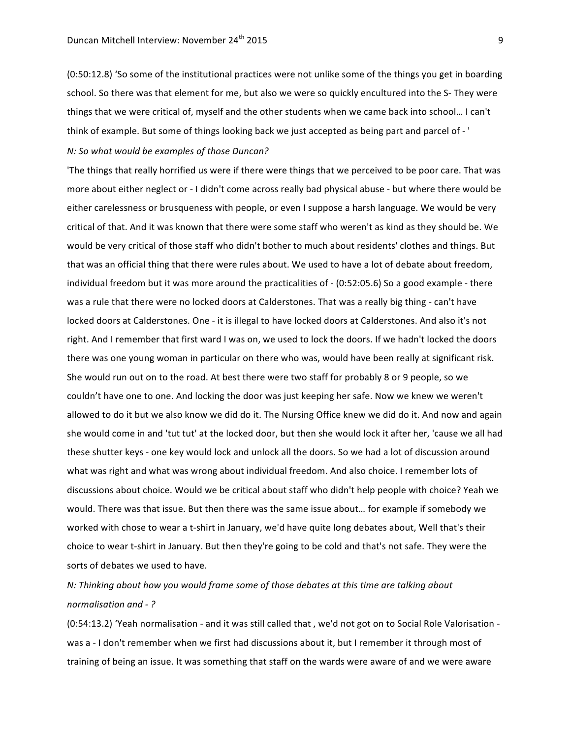(0:50:12.8) 'So some of the institutional practices were not unlike some of the things you get in boarding school. So there was that element for me, but also we were so quickly encultured into the S- They were things that we were critical of, myself and the other students when we came back into school… I can't think of example. But some of things looking back we just accepted as being part and parcel of - '

*N: So what would be examples of those Duncan?*

'The things that really horrified us were if there were things that we perceived to be poor care. That was more about either neglect or - I didn't come across really bad physical abuse - but where there would be either carelessness or brusqueness with people, or even I suppose a harsh language. We would be very critical of that. And it was known that there were some staff who weren't as kind as they should be. We would be very critical of those staff who didn't bother to much about residents' clothes and things. But that was an official thing that there were rules about. We used to have a lot of debate about freedom, individual freedom but it was more around the practicalities of - (0:52:05.6) So a good example - there was a rule that there were no locked doors at Calderstones. That was a really big thing - can't have locked doors at Calderstones. One - it is illegal to have locked doors at Calderstones. And also it's not right. And I remember that first ward I was on, we used to lock the doors. If we hadn't locked the doors there was one young woman in particular on there who was, would have been really at significant risk. She would run out on to the road. At best there were two staff for probably 8 or 9 people, so we couldn't have one to one. And locking the door was just keeping her safe. Now we knew we weren't allowed to do it but we also know we did do it. The Nursing Office knew we did do it. And now and again she would come in and 'tut tut' at the locked door, but then she would lock it after her, 'cause we all had these shutter keys - one key would lock and unlock all the doors. So we had a lot of discussion around what was right and what was wrong about individual freedom. And also choice. I remember lots of discussions about choice. Would we be critical about staff who didn't help people with choice? Yeah we would. There was that issue. But then there was the same issue about… for example if somebody we worked with chose to wear a t-shirt in January, we'd have quite long debates about, Well that's their choice to wear t-shirt in January. But then they're going to be cold and that's not safe. They were the sorts of debates we used to have.

*N: Thinking about how you would frame some of those debates at this time are talking about normalisation and - ?*

(0:54:13.2) 'Yeah normalisation - and it was still called that , we'd not got on to Social Role Valorisation - was a - I don't remember when we first had discussions about it, but I remember it through most of training of being an issue. It was something that staff on the wards were aware of and we were aware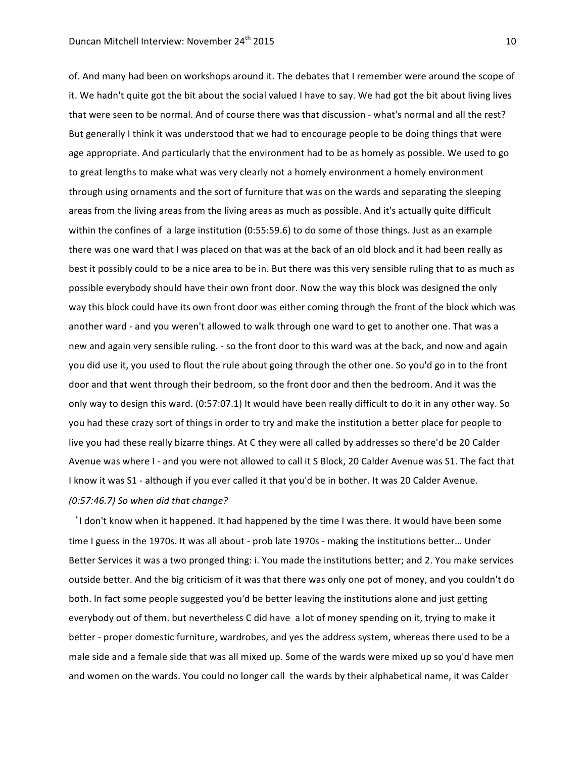of. And many had been on workshops around it. The debates that I remember were around the scope of it. We hadn't quite got the bit about the social valued I have to say. We had got the bit about living lives that were seen to be normal. And of course there was that discussion - what's normal and all the rest? But generally I think it was understood that we had to encourage people to be doing things that were age appropriate. And particularly that the environment had to be as homely as possible. We used to go to great lengths to make what was very clearly not a homely environment a homely environment through using ornaments and the sort of furniture that was on the wards and separating the sleeping areas from the living areas from the living areas as much as possible. And it's actually quite difficult within the confines of a large institution (0:55:59.6) to do some of those things. Just as an example there was one ward that I was placed on that was at the back of an old block and it had been really as best it possibly could to be a nice area to be in. But there was this very sensible ruling that to as much as possible everybody should have their own front door. Now the way this block was designed the only way this block could have its own front door was either coming through the front of the block which was another ward - and you weren't allowed to walk through one ward to get to another one. That was a new and again very sensible ruling. - so the front door to this ward was at the back, and now and again you did use it, you used to flout the rule about going through the other one. So you'd go in to the front door and that went through their bedroom, so the front door and then the bedroom. And it was the only way to design this ward. (0:57:07.1) It would have been really difficult to do it in any other way. So you had these crazy sort of things in order to try and make the institution a better place for people to live you had these really bizarre things. At C they were all called by addresses so there'd be 20 Calder Avenue was where I - and you were not allowed to call it S Block, 20 Calder Avenue was S1. The fact that I know it was S1 - although if you ever called it that you'd be in bother. It was 20 Calder Avenue.

*(0:57:46.7) So when did that change?*

'I don't know when it happened. It had happened by the time I was there. It would have been some time I guess in the 1970s. It was all about - prob late 1970s - making the institutions better… Under Better Services it was a two pronged thing: i. You made the institutions better; and 2. You make services outside better. And the big criticism of it was that there was only one pot of money, and you couldn't do both. In fact some people suggested you'd be better leaving the institutions alone and just getting everybody out of them. but nevertheless C did have a lot of money spending on it, trying to make it better - proper domestic furniture, wardrobes, and yes the address system, whereas there used to be a male side and a female side that was all mixed up. Some of the wards were mixed up so you'd have men and women on the wards. You could no longer call the wards by their alphabetical name, it was Calder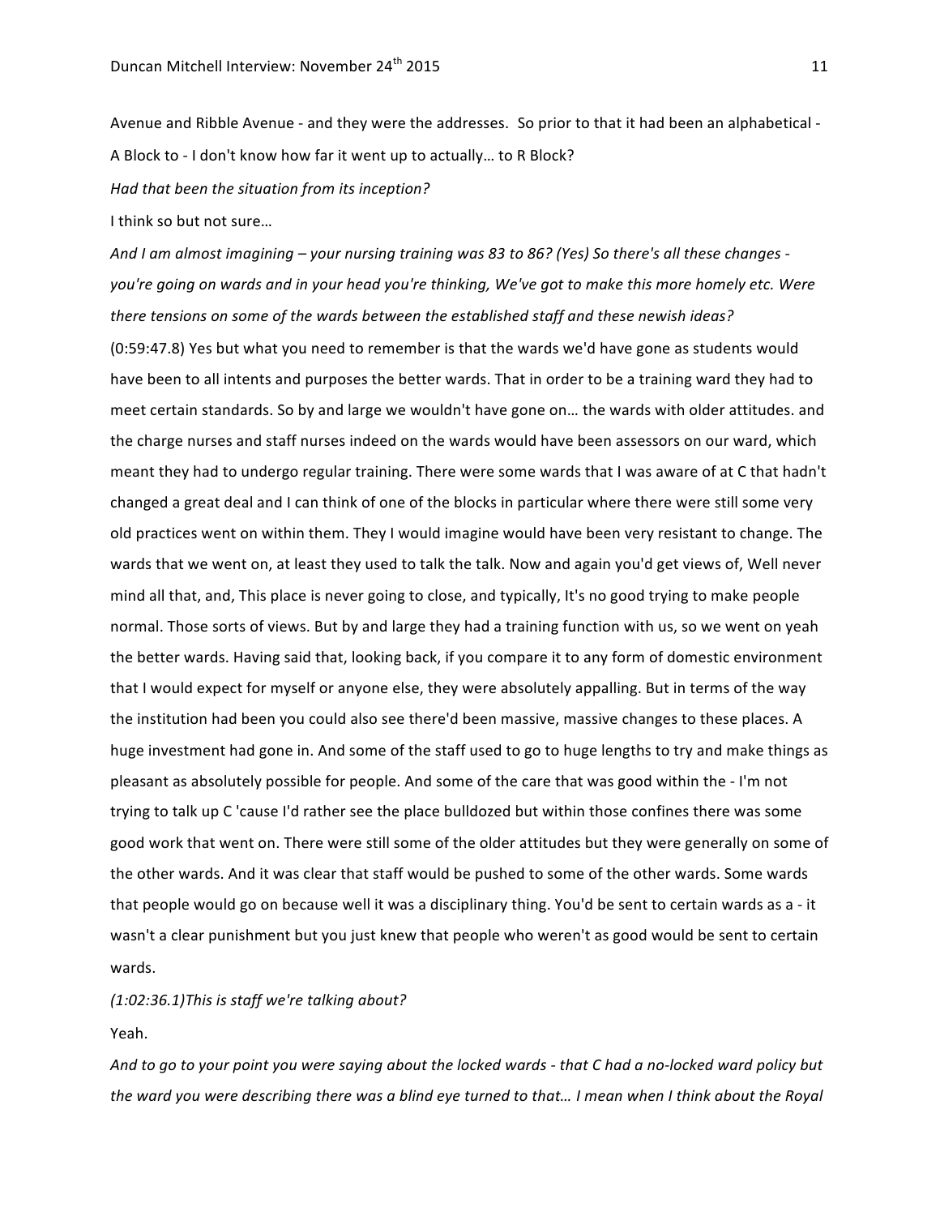Avenue and Ribble Avenue - and they were the addresses. So prior to that it had been an alphabetical - A Block to - I don't know how far it went up to actually… to R Block?

*Had that been the situation from its inception?*

I think so but not sure…

*And I am almost imagining – your nursing training was 83 to 86? (Yes) So there's all these changes - you're going on wards and in your head you're thinking, We've got to make this more homely etc. Were there tensions on some of the wards between the established staff and these newish ideas?*

(0:59:47.8) Yes but what you need to remember is that the wards we'd have gone as students would have been to all intents and purposes the better wards. That in order to be a training ward they had to meet certain standards. So by and large we wouldn't have gone on… the wards with older attitudes. and the charge nurses and staff nurses indeed on the wards would have been assessors on our ward, which meant they had to undergo regular training. There were some wards that I was aware of at C that hadn't changed a great deal and I can think of one of the blocks in particular where there were still some very old practices went on within them. They I would imagine would have been very resistant to change. The wards that we went on, at least they used to talk the talk. Now and again you'd get views of, Well never mind all that, and, This place is never going to close, and typically, It's no good trying to make people normal. Those sorts of views. But by and large they had a training function with us, so we went on yeah the better wards. Having said that, looking back, if you compare it to any form of domestic environment that I would expect for myself or anyone else, they were absolutely appalling. But in terms of the way the institution had been you could also see there'd been massive, massive changes to these places. A huge investment had gone in. And some of the staff used to go to huge lengths to try and make things as pleasant as absolutely possible for people. And some of the care that was good within the - I'm not trying to talk up C 'cause I'd rather see the place bulldozed but within those confines there was some good work that went on. There were still some of the older attitudes but they were generally on some of the other wards. And it was clear that staff would be pushed to some of the other wards. Some wards that people would go on because well it was a disciplinary thing. You'd be sent to certain wards as a - it wasn't a clear punishment but you just knew that people who weren't as good would be sent to certain wards.

*(1:02:36.1)This is staff we're talking about?*

Yeah.

*And to go to your point you were saying about the locked wards - that C had a no-locked ward policy but the ward you were describing there was a blind eye turned to that… I mean when I think about the Royal*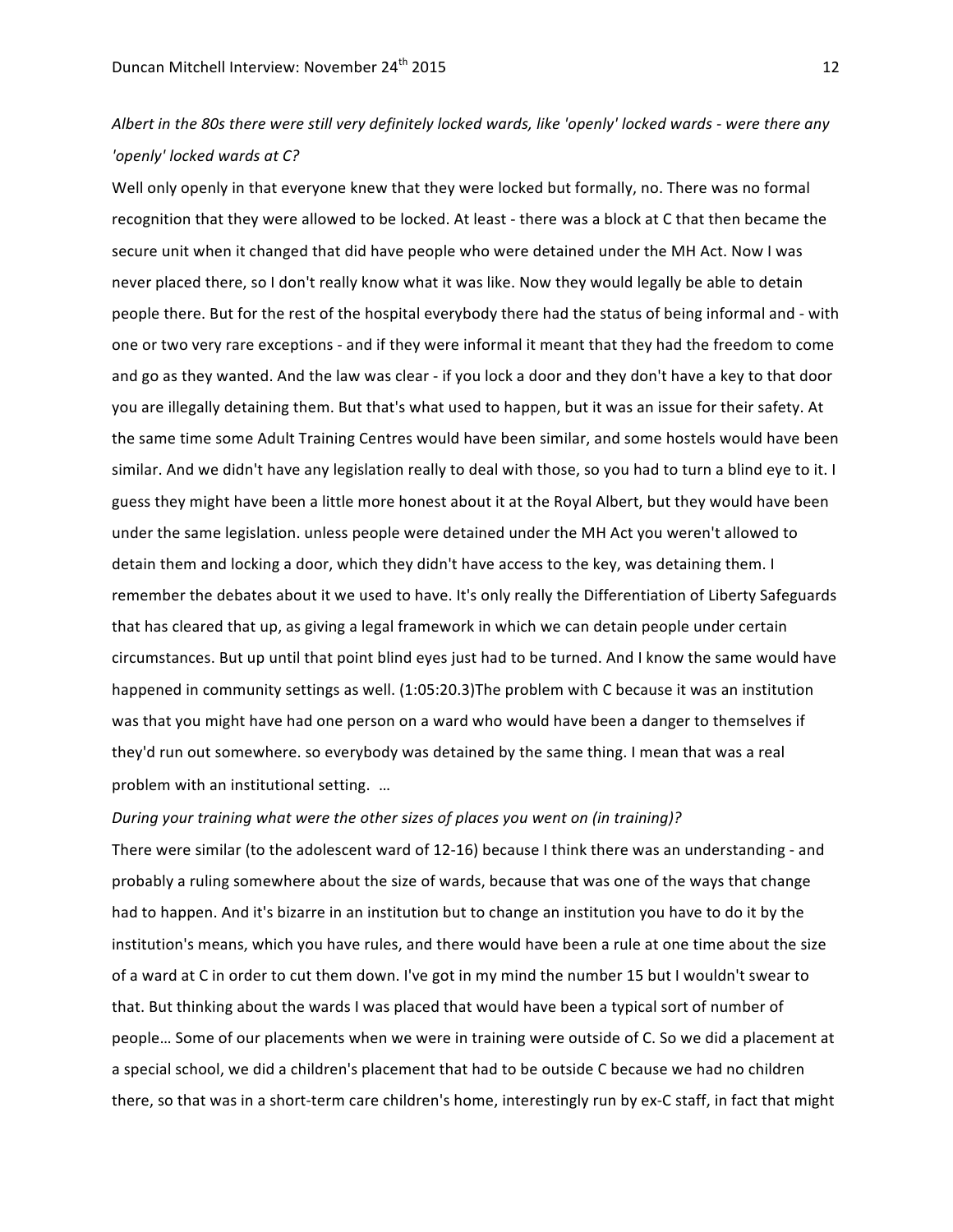*Albert in the 80s there were still very definitely locked wards, like 'openly' locked wards - were there any 'openly' locked wards at C?*

Well only openly in that everyone knew that they were locked but formally, no. There was no formal recognition that they were allowed to be locked. At least - there was a block at C that then became the secure unit when it changed that did have people who were detained under the MH Act. Now I was never placed there, so I don't really know what it was like. Now they would legally be able to detain people there. But for the rest of the hospital everybody there had the status of being informal and - with one or two very rare exceptions - and if they were informal it meant that they had the freedom to come and go as they wanted. And the law was clear - if you lock a door and they don't have a key to that door you are illegally detaining them. But that's what used to happen, but it was an issue for their safety. At the same time some Adult Training Centres would have been similar, and some hostels would have been similar. And we didn't have any legislation really to deal with those, so you had to turn a blind eye to it. I guess they might have been a little more honest about it at the Royal Albert, but they would have been under the same legislation. unless people were detained under the MH Act you weren't allowed to detain them and locking a door, which they didn't have access to the key, was detaining them. I remember the debates about it we used to have. It's only really the Differentiation of Liberty Safeguards that has cleared that up, as giving a legal framework in which we can detain people under certain circumstances. But up until that point blind eyes just had to be turned. And I know the same would have happened in community settings as well. (1:05:20.3)The problem with C because it was an institution was that you might have had one person on a ward who would have been a danger to themselves if they'd run out somewhere. so everybody was detained by the same thing. I mean that was a real problem with an institutional setting. …

*During your training what were the other sizes of places you went on (in training)?*

There were similar (to the adolescent ward of 12-16) because I think there was an understanding - and probably a ruling somewhere about the size of wards, because that was one of the ways that change had to happen. And it's bizarre in an institution but to change an institution you have to do it by the institution's means, which you have rules, and there would have been a rule at one time about the size of a ward at C in order to cut them down. I've got in my mind the number 15 but I wouldn't swear to that. But thinking about the wards I was placed that would have been a typical sort of number of people… Some of our placements when we were in training were outside of C. So we did a placement at a special school, we did a children's placement that had to be outside C because we had no children there, so that was in a short-term care children's home, interestingly run by ex-C staff, in fact that might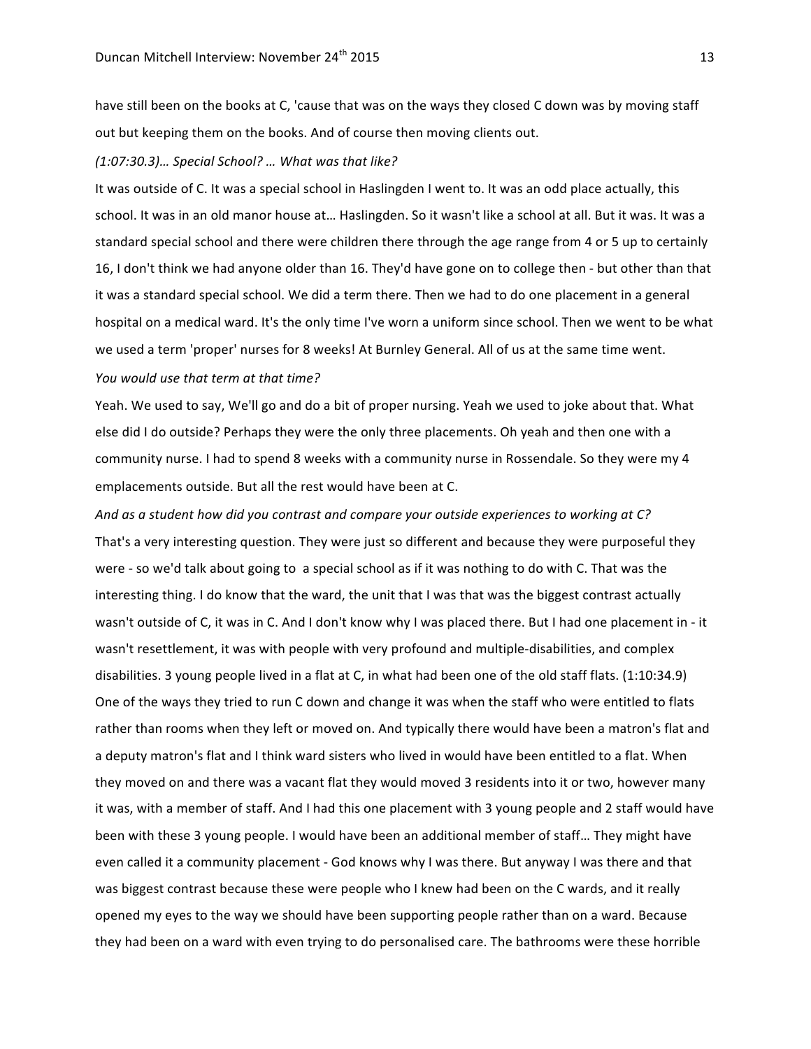have still been on the books at C, 'cause that was on the ways they closed C down was by moving staff out but keeping them on the books. And of course then moving clients out.

*(1:07:30.3)… Special School? … What was that like?*

It was outside of C. It was a special school in Haslingden I went to. It was an odd place actually, this school. It was in an old manor house at… Haslingden. So it wasn't like a school at all. But it was. It was a standard special school and there were children there through the age range from 4 or 5 up to certainly 16, I don't think we had anyone older than 16. They'd have gone on to college then - but other than that it was a standard special school. We did a term there. Then we had to do one placement in a general hospital on a medical ward. It's the only time I've worn a uniform since school. Then we went to be what we used a term 'proper' nurses for 8 weeks! At Burnley General. All of us at the same time went.

*You would use that term at that time?*

Yeah. We used to say, We'll go and do a bit of proper nursing. Yeah we used to joke about that. What else did I do outside? Perhaps they were the only three placements. Oh yeah and then one with a community nurse. I had to spend 8 weeks with a community nurse in Rossendale. So they were my 4 emplacements outside. But all the rest would have been at C.

*And as a student how did you contrast and compare your outside experiences to working at C?*

That's a very interesting question. They were just so different and because they were purposeful they were - so we'd talk about going to a special school as if it was nothing to do with C. That was the interesting thing. I do know that the ward, the unit that I was that was the biggest contrast actually wasn't outside of C, it was in C. And I don't know why I was placed there. But I had one placement in - it wasn't resettlement, it was with people with very profound and multiple-disabilities, and complex disabilities. 3 young people lived in a flat at C, in what had been one of the old staff flats. (1:10:34.9) One of the ways they tried to run C down and change it was when the staff who were entitled to flats rather than rooms when they left or moved on. And typically there would have been a matron's flat and a deputy matron's flat and I think ward sisters who lived in would have been entitled to a flat. When they moved on and there was a vacant flat they would moved 3 residents into it or two, however many it was, with a member of staff. And I had this one placement with 3 young people and 2 staff would have been with these 3 young people. I would have been an additional member of staff… They might have even called it a community placement - God knows why I was there. But anyway I was there and that was biggest contrast because these were people who I knew had been on the C wards, and it really opened my eyes to the way we should have been supporting people rather than on a ward. Because they had been on a ward with even trying to do personalised care. The bathrooms were these horrible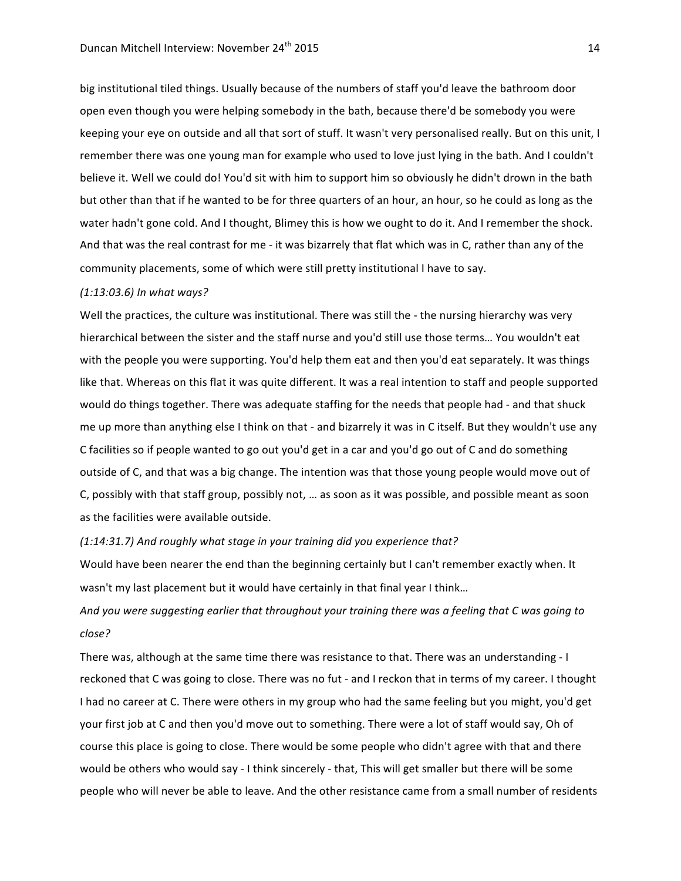big institutional tiled things. Usually because of the numbers of staff you'd leave the bathroom door open even though you were helping somebody in the bath, because there'd be somebody you were keeping your eye on outside and all that sort of stuff. It wasn't very personalised really. But on this unit, I remember there was one young man for example who used to love just lying in the bath. And I couldn't believe it. Well we could do! You'd sit with him to support him so obviously he didn't drown in the bath but other than that if he wanted to be for three quarters of an hour, an hour, so he could as long as the water hadn't gone cold. And I thought, Blimey this is how we ought to do it. And I remember the shock. And that was the real contrast for me - it was bizarrely that flat which was in C, rather than any of the community placements, some of which were still pretty institutional I have to say.

*(1:13:03.6) In what ways?*

Well the practices, the culture was institutional. There was still the - the nursing hierarchy was very hierarchical between the sister and the staff nurse and you'd still use those terms… You wouldn't eat with the people you were supporting. You'd help them eat and then you'd eat separately. It was things like that. Whereas on this flat it was quite different. It was a real intention to staff and people supported would do things together. There was adequate staffing for the needs that people had - and that shuck me up more than anything else I think on that - and bizarrely it was in C itself. But they wouldn't use any C facilities so if people wanted to go out you'd get in a car and you'd go out of C and do something outside of C, and that was a big change. The intention was that those young people would move out of C, possibly with that staff group, possibly not, … as soon as it was possible, and possible meant as soon as the facilities were available outside.

*(1:14:31.7) And roughly what stage in your training did you experience that?*

Would have been nearer the end than the beginning certainly but I can't remember exactly when. It wasn't my last placement but it would have certainly in that final year I think…

*And you were suggesting earlier that throughout your training there was a feeling that C was going to close?*

There was, although at the same time there was resistance to that. There was an understanding - I reckoned that C was going to close. There was no fut - and I reckon that in terms of my career. I thought I had no career at C. There were others in my group who had the same feeling but you might, you'd get your first job at C and then you'd move out to something. There were a lot of staff would say, Oh of course this place is going to close. There would be some people who didn't agree with that and there would be others who would say - I think sincerely - that, This will get smaller but there will be some people who will never be able to leave. And the other resistance came from a small number of residents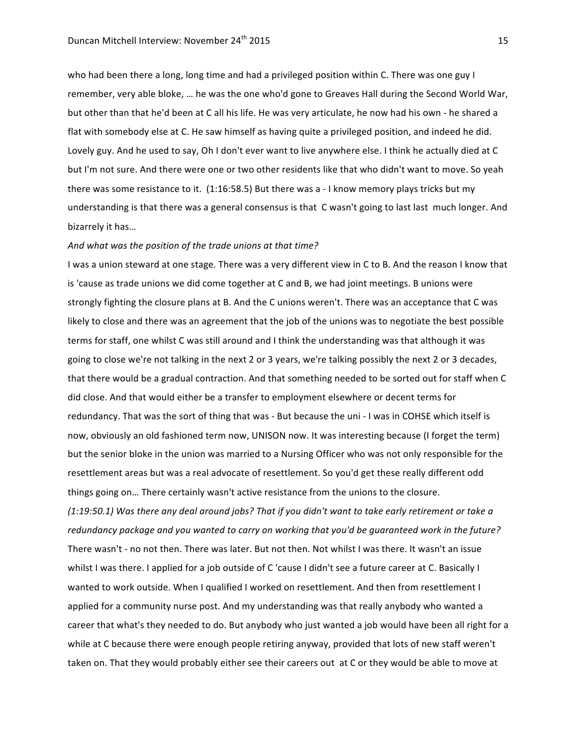who had been there a long, long time and had a privileged position within C. There was one guy I remember, very able bloke, … he was the one who'd gone to Greaves Hall during the Second World War, but other than that he'd been at C all his life. He was very articulate, he now had his own - he shared a flat with somebody else at C. He saw himself as having quite a privileged position, and indeed he did. Lovely guy. And he used to say, Oh I don't ever want to live anywhere else. I think he actually died at C but I'm not sure. And there were one or two other residents like that who didn't want to move. So yeah there was some resistance to it. (1:16:58.5) But there was a - I know memory plays tricks but my understanding is that there was a general consensus is that C wasn't going to last last much longer. And bizarrely it has…

*And what was the position of the trade unions at that time?*

I was a union steward at one stage. There was a very different view in C to B. And the reason I know that is 'cause as trade unions we did come together at C and B, we had joint meetings. B unions were strongly fighting the closure plans at B. And the C unions weren't. There was an acceptance that C was likely to close and there was an agreement that the job of the unions was to negotiate the best possible terms for staff, one whilst C was still around and I think the understanding was that although it was going to close we're not talking in the next 2 or 3 years, we're talking possibly the next 2 or 3 decades, that there would be a gradual contraction. And that something needed to be sorted out for staff when C did close. And that would either be a transfer to employment elsewhere or decent terms for redundancy. That was the sort of thing that was - But because the uni - I was in COHSE which itself is now, obviously an old fashioned term now, UNISON now. It was interesting because (I forget the term) but the senior bloke in the union was married to a Nursing Officer who was not only responsible for the resettlement areas but was a real advocate of resettlement. So you'd get these really different odd things going on… There certainly wasn't active resistance from the unions to the closure.

*(1:19:50.1) Was there any deal around jobs? That if you didn't want to take early retirement or take a redundancy package and you wanted to carry on working that you'd be guaranteed work in the future?*

There wasn't - no not then. There was later. But not then. Not whilst I was there. It wasn't an issue whilst I was there. I applied for a job outside of C 'cause I didn't see a future career at C. Basically I wanted to work outside. When I qualified I worked on resettlement. And then from resettlement I applied for a community nurse post. And my understanding was that really anybody who wanted a career that what's they needed to do. But anybody who just wanted a job would have been all right for a while at C because there were enough people retiring anyway, provided that lots of new staff weren't taken on. That they would probably either see their careers out at C or they would be able to move at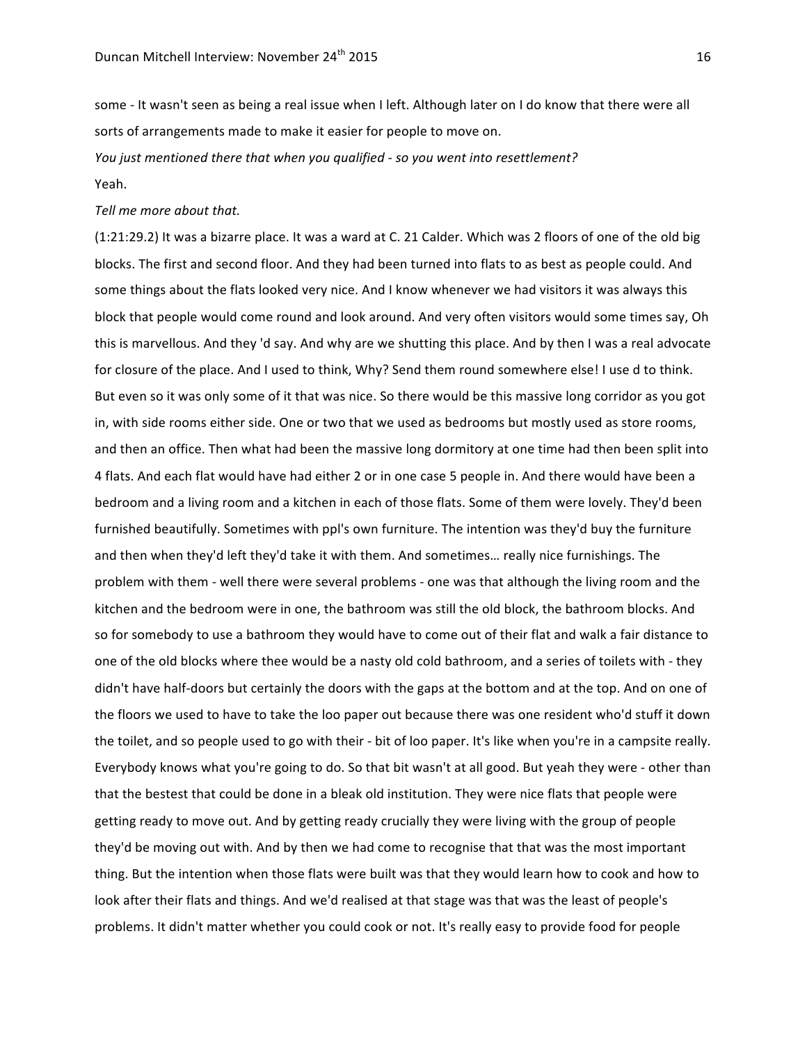some - It wasn't seen as being a real issue when I left. Although later on I do know that there were all sorts of arrangements made to make it easier for people to move on.

*You just mentioned there that when you qualified - so you went into resettlement?*

Yeah.

*Tell me more about that.*

(1:21:29.2) It was a bizarre place. It was a ward at C. 21 Calder. Which was 2 floors of one of the old big blocks. The first and second floor. And they had been turned into flats to as best as people could. And some things about the flats looked very nice. And I know whenever we had visitors it was always this block that people would come round and look around. And very often visitors would some times say, Oh this is marvellous. And they 'd say. And why are we shutting this place. And by then I was a real advocate for closure of the place. And I used to think, Why? Send them round somewhere else! I use d to think. But even so it was only some of it that was nice. So there would be this massive long corridor as you got in, with side rooms either side. One or two that we used as bedrooms but mostly used as store rooms, and then an office. Then what had been the massive long dormitory at one time had then been split into 4 flats. And each flat would have had either 2 or in one case 5 people in. And there would have been a bedroom and a living room and a kitchen in each of those flats. Some of them were lovely. They'd been furnished beautifully. Sometimes with ppl's own furniture. The intention was they'd buy the furniture and then when they'd left they'd take it with them. And sometimes… really nice furnishings. The problem with them - well there were several problems - one was that although the living room and the kitchen and the bedroom were in one, the bathroom was still the old block, the bathroom blocks. And so for somebody to use a bathroom they would have to come out of their flat and walk a fair distance to one of the old blocks where thee would be a nasty old cold bathroom, and a series of toilets with - they didn't have half-doors but certainly the doors with the gaps at the bottom and at the top. And on one of the floors we used to have to take the loo paper out because there was one resident who'd stuff it down the toilet, and so people used to go with their - bit of loo paper. It's like when you're in a campsite really. Everybody knows what you're going to do. So that bit wasn't at all good. But yeah they were - other than that the bestest that could be done in a bleak old institution. They were nice flats that people were getting ready to move out. And by getting ready crucially they were living with the group of people they'd be moving out with. And by then we had come to recognise that that was the most important thing. But the intention when those flats were built was that they would learn how to cook and how to look after their flats and things. And we'd realised at that stage was that was the least of people's problems. It didn't matter whether you could cook or not. It's really easy to provide food for people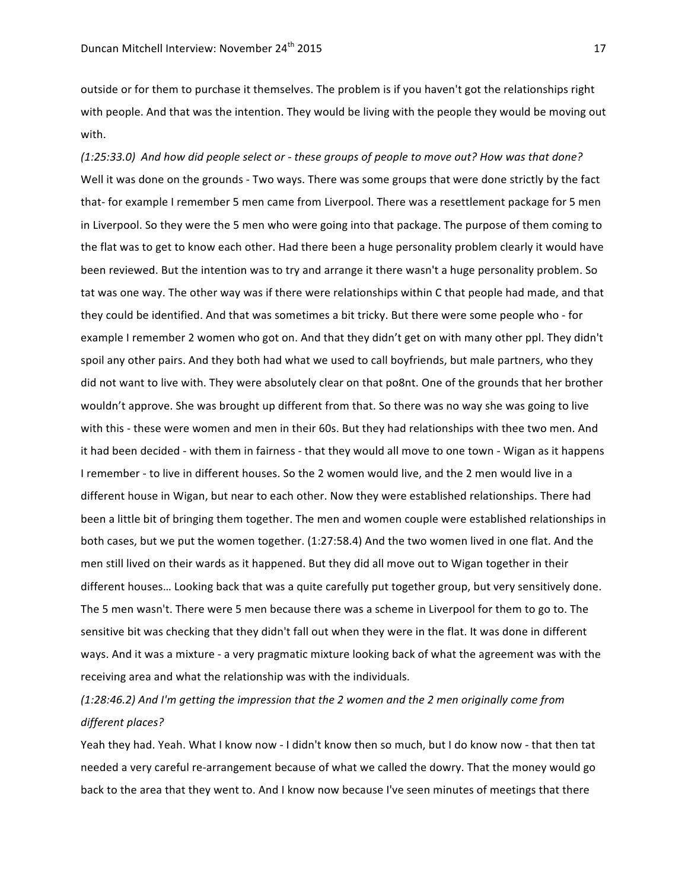outside or for them to purchase it themselves. The problem is if you haven't got the relationships right with people. And that was the intention. They would be living with the people they would be moving out with.

*(1:25:33.0) And how did people select or - these groups of people to move out? How was that done?*

Well it was done on the grounds - Two ways. There was some groups that were done strictly by the fact that- for example I remember 5 men came from Liverpool. There was a resettlement package for 5 men in Liverpool. So they were the 5 men who were going into that package. The purpose of them coming to the flat was to get to know each other. Had there been a huge personality problem clearly it would have been reviewed. But the intention was to try and arrange it there wasn't a huge personality problem. So tat was one way. The other way was if there were relationships within C that people had made, and that they could be identified. And that was sometimes a bit tricky. But there were some people who - for example I remember 2 women who got on. And that they didn't get on with many other ppl. They didn't spoil any other pairs. And they both had what we used to call boyfriends, but male partners, who they did not want to live with. They were absolutely clear on that po8nt. One of the grounds that her brother wouldn't approve. She was brought up different from that. So there was no way she was going to live with this - these were women and men in their 60s. But they had relationships with thee two men. And it had been decided - with them in fairness - that they would all move to one town - Wigan as it happens I remember - to live in different houses. So the 2 women would live, and the 2 men would live in a different house in Wigan, but near to each other. Now they were established relationships. There had been a little bit of bringing them together. The men and women couple were established relationships in both cases, but we put the women together. (1:27:58.4) And the two women lived in one flat. And the men still lived on their wards as it happened. But they did all move out to Wigan together in their different houses… Looking back that was a quite carefully put together group, but very sensitively done. The 5 men wasn't. There were 5 men because there was a scheme in Liverpool for them to go to. The sensitive bit was checking that they didn't fall out when they were in the flat. It was done in different ways. And it was a mixture - a very pragmatic mixture looking back of what the agreement was with the receiving area and what the relationship was with the individuals.

*(1:28:46.2) And I'm getting the impression that the 2 women and the 2 men originally come from different places?*

Yeah they had. Yeah. What I know now - I didn't know then so much, but I do know now - that then tat needed a very careful re-arrangement because of what we called the dowry. That the money would go back to the area that they went to. And I know now because I've seen minutes of meetings that there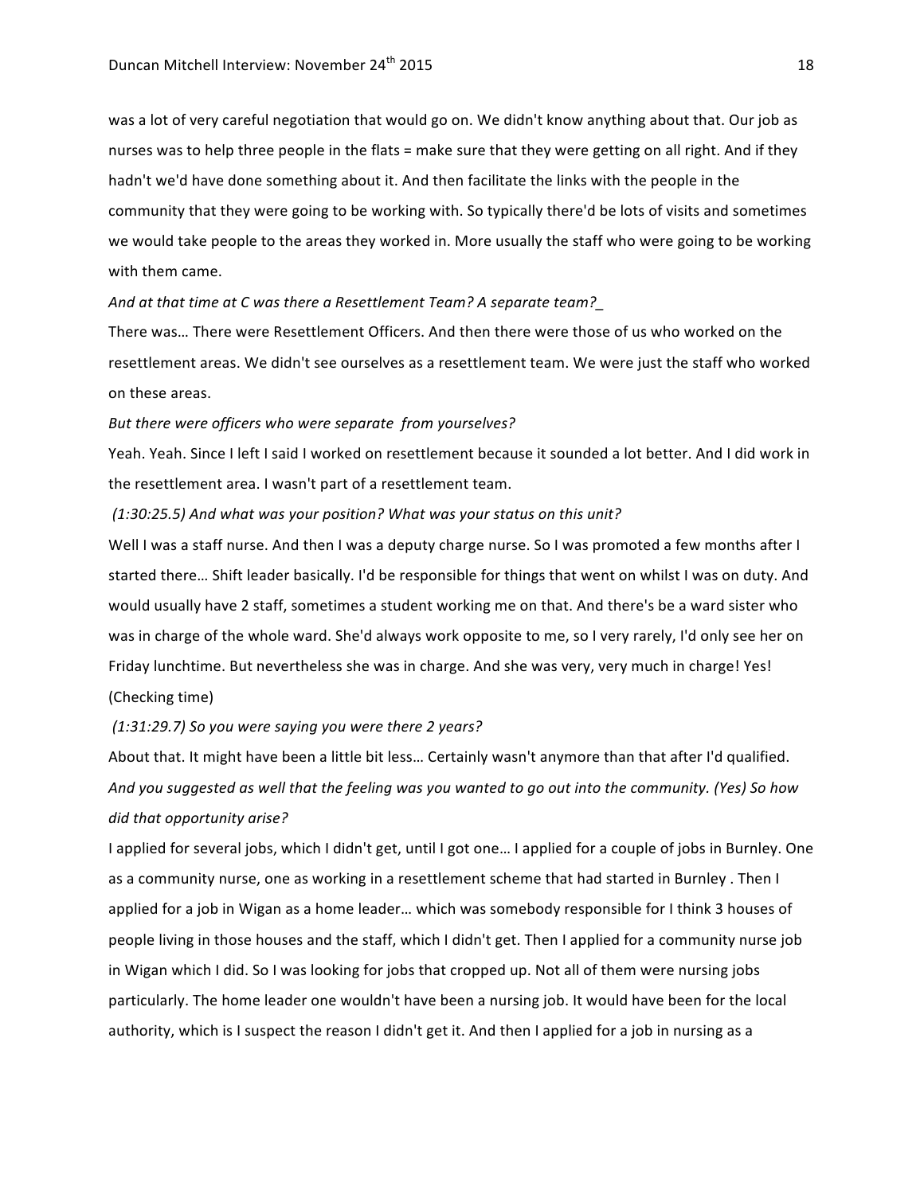was a lot of very careful negotiation that would go on. We didn't know anything about that. Our job as nurses was to help three people in the flats = make sure that they were getting on all right. And if they hadn't we'd have done something about it. And then facilitate the links with the people in the community that they were going to be working with. So typically there'd be lots of visits and sometimes we would take people to the areas they worked in. More usually the staff who were going to be working with them came.

*And at that time at C was there a Resettlement Team? A separate team?*_

There was… There were Resettlement Officers. And then there were those of us who worked on the resettlement areas. We didn't see ourselves as a resettlement team. We were just the staff who worked on these areas.

*But there were officers who were separate from yourselves?*

Yeah. Yeah. Since I left I said I worked on resettlement because it sounded a lot better. And I did work in the resettlement area. I wasn't part of a resettlement team.

*(1:30:25.5) And what was your position? What was your status on this unit?*

Well I was a staff nurse. And then I was a deputy charge nurse. So I was promoted a few months after I started there… Shift leader basically. I'd be responsible for things that went on whilst I was on duty. And would usually have 2 staff, sometimes a student working me on that. And there's be a ward sister who was in charge of the whole ward. She'd always work opposite to me, so I very rarely, I'd only see her on Friday lunchtime. But nevertheless she was in charge. And she was very, very much in charge! Yes! (Checking time)

*(1:31:29.7) So you were saying you were there 2 years?*

About that. It might have been a little bit less… Certainly wasn't anymore than that after I'd qualified.

*And you suggested as well that the feeling was you wanted to go out into the community. (Yes) So how did that opportunity arise?*

I applied for several jobs, which I didn't get, until I got one… I applied for a couple of jobs in Burnley. One as a community nurse, one as working in a resettlement scheme that had started in Burnley . Then I applied for a job in Wigan as a home leader… which was somebody responsible for I think 3 houses of people living in those houses and the staff, which I didn't get. Then I applied for a community nurse job in Wigan which I did. So I was looking for jobs that cropped up. Not all of them were nursing jobs particularly. The home leader one wouldn't have been a nursing job. It would have been for the local authority, which is I suspect the reason I didn't get it. And then I applied for a job in nursing as a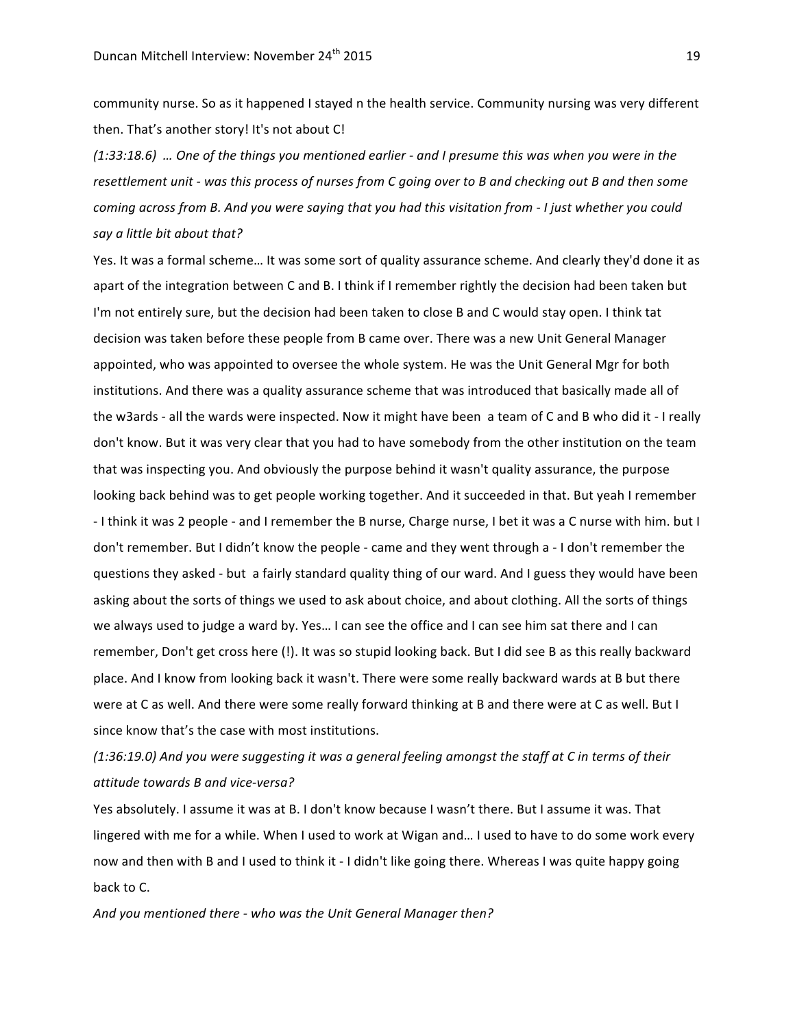community nurse. So as it happened I stayed n the health service. Community nursing was very different then. That's another story! It's not about C!

*(1:33:18.6) … One of the things you mentioned earlier - and I presume this was when you were in the resettlement unit - was this process of nurses from C going over to B and checking out B and then some coming across from B. And you were saying that you had this visitation from - I just whether you could say a little bit about that?*

Yes. It was a formal scheme… It was some sort of quality assurance scheme. And clearly they'd done it as apart of the integration between C and B. I think if I remember rightly the decision had been taken but I'm not entirely sure, but the decision had been taken to close B and C would stay open. I think tat decision was taken before these people from B came over. There was a new Unit General Manager appointed, who was appointed to oversee the whole system. He was the Unit General Mgr for both institutions. And there was a quality assurance scheme that was introduced that basically made all of the w3ards - all the wards were inspected. Now it might have been a team of C and B who did it - I really don't know. But it was very clear that you had to have somebody from the other institution on the team that was inspecting you. And obviously the purpose behind it wasn't quality assurance, the purpose looking back behind was to get people working together. And it succeeded in that. But yeah I remember - I think it was 2 people - and I remember the B nurse, Charge nurse, I bet it was a C nurse with him. but I don't remember. But I didn't know the people - came and they went through a - I don't remember the questions they asked - but a fairly standard quality thing of our ward. And I guess they would have been asking about the sorts of things we used to ask about choice, and about clothing. All the sorts of things we always used to judge a ward by. Yes… I can see the office and I can see him sat there and I can remember, Don't get cross here (!). It was so stupid looking back. But I did see B as this really backward place. And I know from looking back it wasn't. There were some really backward wards at B but there were at C as well. And there were some really forward thinking at B and there were at C as well. But I since know that's the case with most institutions.

*(1:36:19.0) And you were suggesting it was a general feeling amongst the staff at C in terms of their attitude towards B and vice-versa?*

Yes absolutely. I assume it was at B. I don't know because I wasn't there. But I assume it was. That lingered with me for a while. When I used to work at Wigan and… I used to have to do some work every now and then with B and I used to think it - I didn't like going there. Whereas I was quite happy going back to C.

*And you mentioned there - who was the Unit General Manager then?*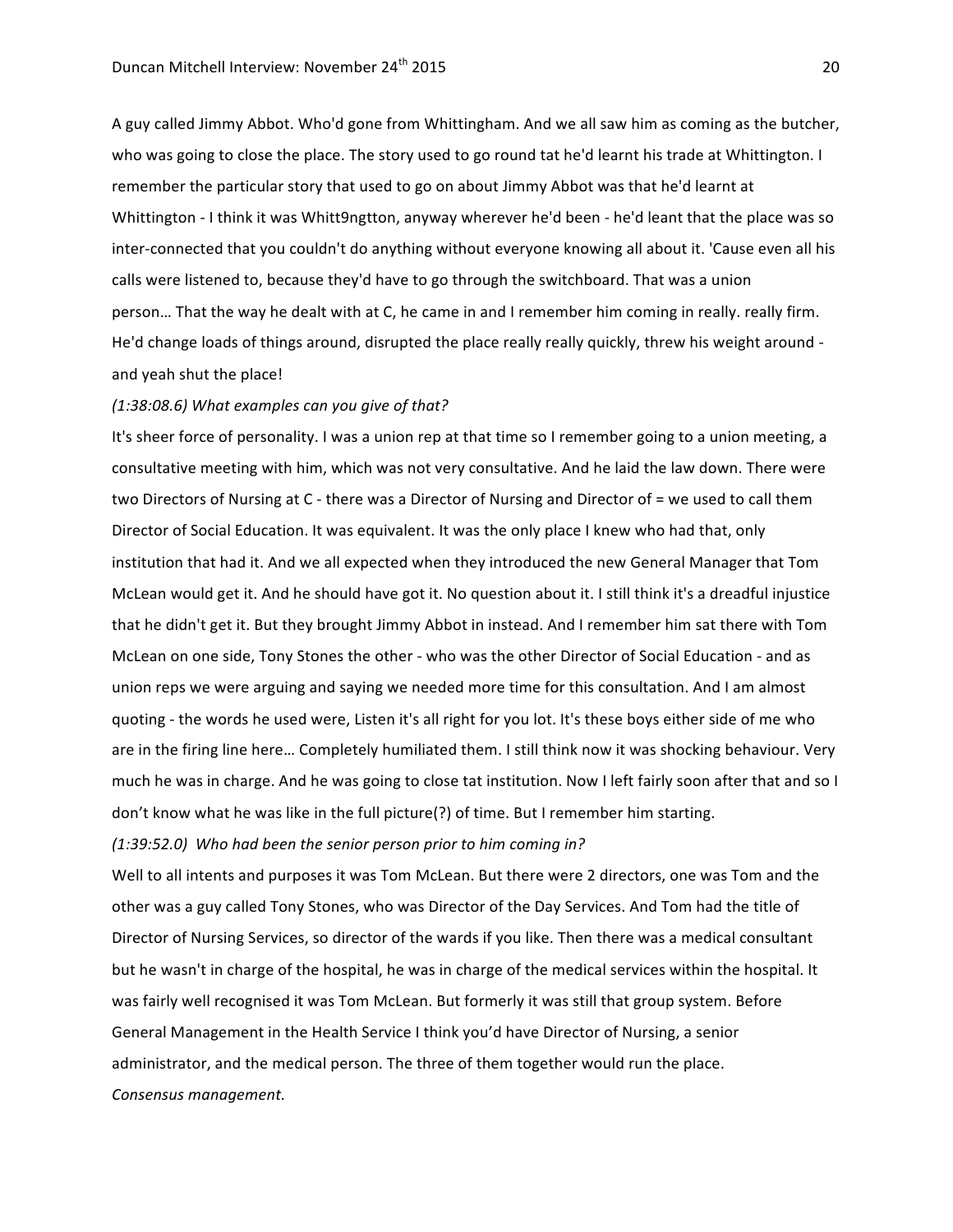A guy called Jimmy Abbot. Who'd gone from Whittingham. And we all saw him as coming as the butcher, who was going to close the place. The story used to go round tat he'd learnt his trade at Whittington. I remember the particular story that used to go on about Jimmy Abbot was that he'd learnt at Whittington - I think it was Whitt9ngtton, anyway wherever he'd been - he'd leant that the place was so inter-connected that you couldn't do anything without everyone knowing all about it. 'Cause even all his calls were listened to, because they'd have to go through the switchboard. That was a union person… That the way he dealt with at C, he came in and I remember him coming in really. really firm. He'd change loads of things around, disrupted the place really really quickly, threw his weight around - and yeah shut the place!

*(1:38:08.6) What examples can you give of that?*

It's sheer force of personality. I was a union rep at that time so I remember going to a union meeting, a consultative meeting with him, which was not very consultative. And he laid the law down. There were two Directors of Nursing at C - there was a Director of Nursing and Director of = we used to call them Director of Social Education. It was equivalent. It was the only place I knew who had that, only institution that had it. And we all expected when they introduced the new General Manager that Tom McLean would get it. And he should have got it. No question about it. I still think it's a dreadful injustice that he didn't get it. But they brought Jimmy Abbot in instead. And I remember him sat there with Tom McLean on one side, Tony Stones the other - who was the other Director of Social Education - and as union reps we were arguing and saying we needed more time for this consultation. And I am almost quoting - the words he used were, Listen it's all right for you lot. It's these boys either side of me who are in the firing line here… Completely humiliated them. I still think now it was shocking behaviour. Very much he was in charge. And he was going to close tat institution. Now I left fairly soon after that and so I don't know what he was like in the full picture(?) of time. But I remember him starting.

*(1:39:52.0) Who had been the senior person prior to him coming in?*

Well to all intents and purposes it was Tom McLean. But there were 2 directors, one was Tom and the other was a guy called Tony Stones, who was Director of the Day Services. And Tom had the title of Director of Nursing Services, so director of the wards if you like. Then there was a medical consultant but he wasn't in charge of the hospital, he was in charge of the medical services within the hospital. It was fairly well recognised it was Tom McLean. But formerly it was still that group system. Before General Management in the Health Service I think you'd have Director of Nursing, a senior administrator, and the medical person. The three of them together would run the place.

*Consensus management.*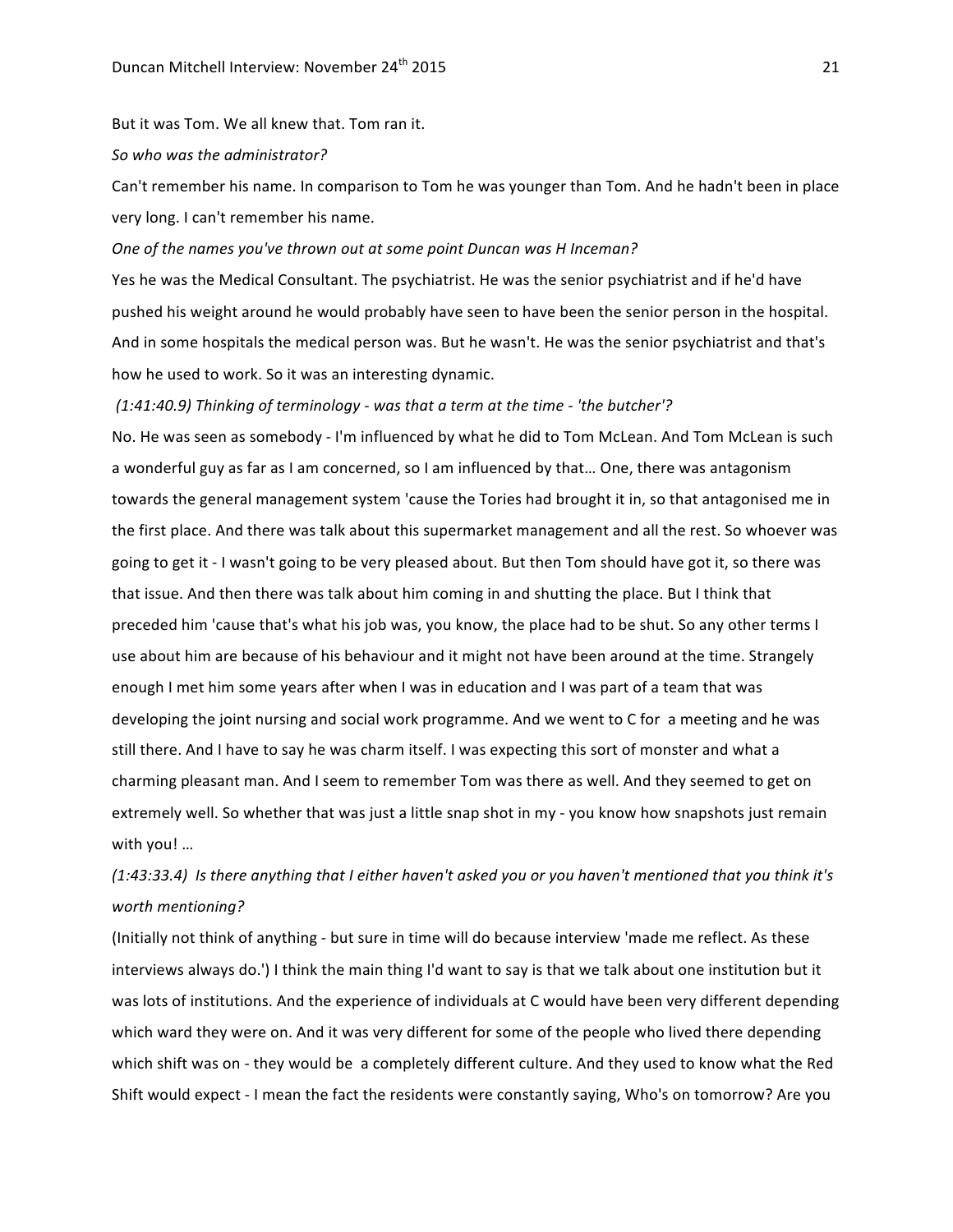But it was Tom. We all knew that. Tom ran it.

*So who was the administrator?*

Can't remember his name. In comparison to Tom he was younger than Tom. And he hadn't been in place very long. I can't remember his name.

*One of the names you've thrown out at some point Duncan was H Inceman?*

Yes he was the Medical Consultant. The psychiatrist. He was the senior psychiatrist and if he'd have pushed his weight around he would probably have seen to have been the senior person in the hospital. And in some hospitals the medical person was. But he wasn't. He was the senior psychiatrist and that's how he used to work. So it was an interesting dynamic.

*(1:41:40.9) Thinking of terminology - was that a term at the time - 'the butcher'?*

No. He was seen as somebody - I'm influenced by what he did to Tom McLean. And Tom McLean is such a wonderful guy as far as I am concerned, so I am influenced by that… One, there was antagonism towards the general management system 'cause the Tories had brought it in, so that antagonised me in the first place. And there was talk about this supermarket management and all the rest. So whoever was going to get it - I wasn't going to be very pleased about. But then Tom should have got it, so there was that issue. And then there was talk about him coming in and shutting the place. But I think that preceded him 'cause that's what his job was, you know, the place had to be shut. So any other terms I use about him are because of his behaviour and it might not have been around at the time. Strangely enough I met him some years after when I was in education and I was part of a team that was developing the joint nursing and social work programme. And we went to C for a meeting and he was still there. And I have to say he was charm itself. I was expecting this sort of monster and what a charming pleasant man. And I seem to remember Tom was there as well. And they seemed to get on extremely well. So whether that was just a little snap shot in my - you know how snapshots just remain with you! …

*(1:43:33.4) Is there anything that I either haven't asked you or you haven't mentioned that you think it's worth mentioning?*

(Initially not think of anything - but sure in time will do because interview 'made me reflect. As these interviews always do.') I think the main thing I'd want to say is that we talk about one institution but it was lots of institutions. And the experience of individuals at C would have been very different depending which ward they were on. And it was very different for some of the people who lived there depending which shift was on - they would be a completely different culture. And they used to know what the Red Shift would expect - I mean the fact the residents were constantly saying, Who's on tomorrow? Are you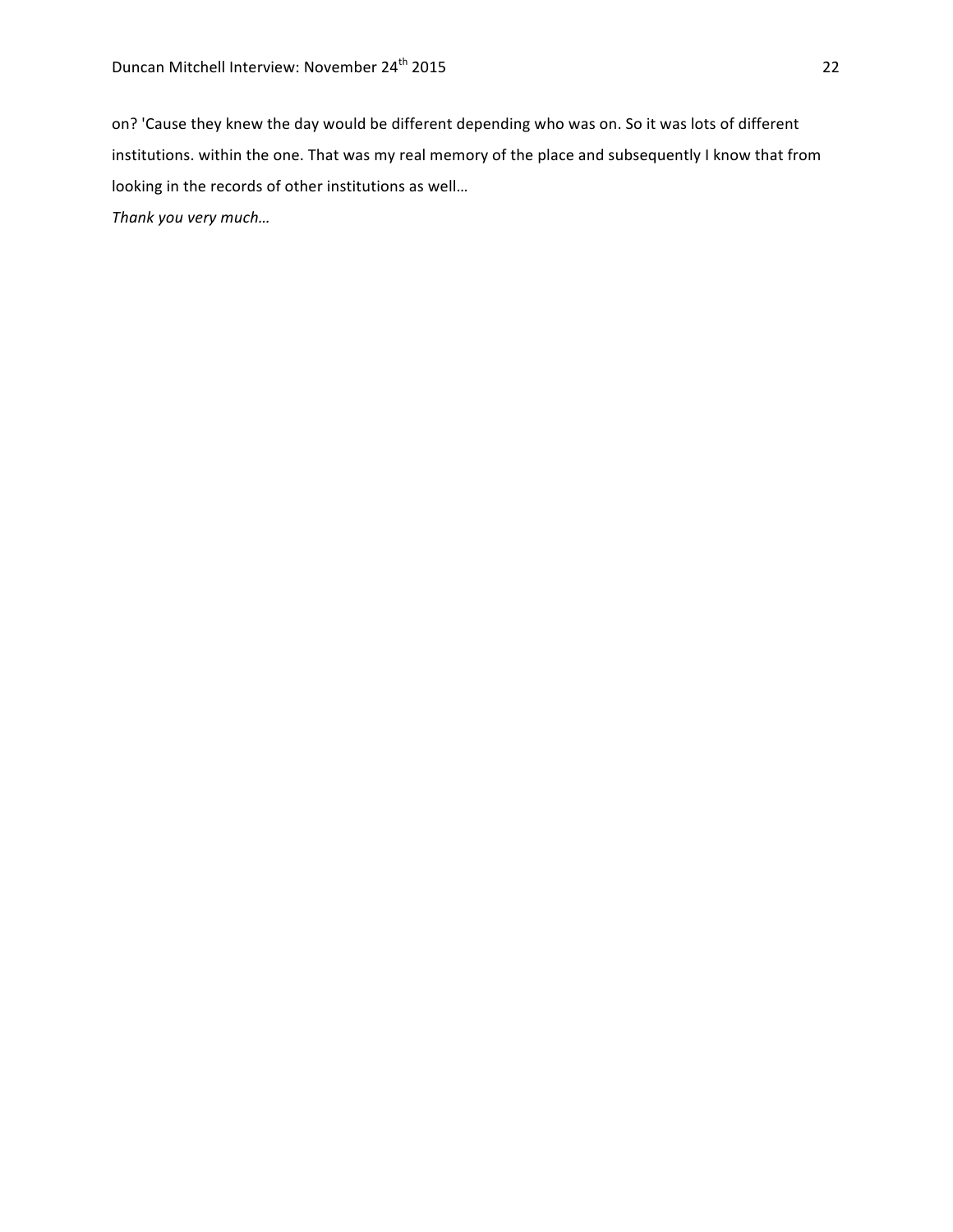on? 'Cause they knew the day would be different depending who was on. So it was lots of different institutions. within the one. That was my real memory of the place and subsequently I know that from looking in the records of other institutions as well…

*Thank you very much…*